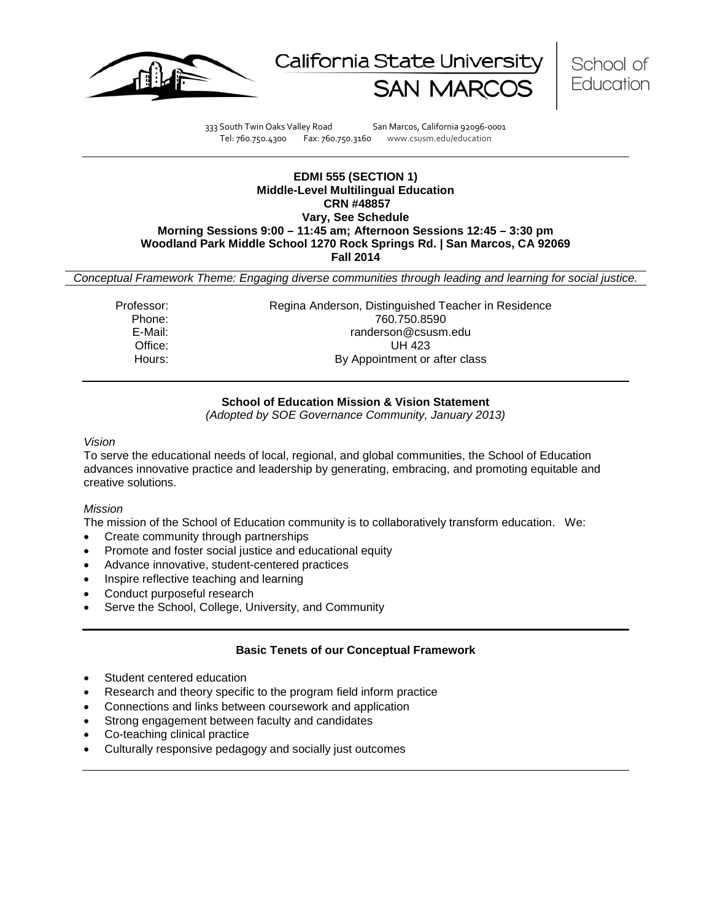California State University SAN MARCOS | School of Education

333 South Twin Oaks Valley Road San Marcos, California 92096-0001
Tel: 760.750.4300 Fax: 760.750.3160 www.csusm.edu/education

---

**EDMI 555 (SECTION 1)**
**Middle-Level Multilingual Education**
**CRN #48857**
**Vary, See Schedule**
**Morning Sessions 9:00 – 11:45 am; Afternoon Sessions 12:45 – 3:30 pm**
**Woodland Park Middle School 1270 Rock Springs Rd. | San Marcos, CA 92069**
**Fall 2014**

*Conceptual Framework Theme: Engaging diverse communities through leading and learning for social justice.*

Professor: Regina Anderson, Distinguished Teacher in Residence
Phone: 760.750.8590
E-Mail: randerson@csusm.edu
Office: UH 423
Hours: By Appointment or after class

---

**School of Education Mission & Vision Statement**
*(Adopted by SOE Governance Community, January 2013)*

*Vision*
To serve the educational needs of local, regional, and global communities, the School of Education advances innovative practice and leadership by generating, embracing, and promoting equitable and creative solutions.

*Mission*
The mission of the School of Education community is to collaboratively transform education. We:

- Create community through partnerships
- Promote and foster social justice and educational equity
- Advance innovative, student-centered practices
- Inspire reflective teaching and learning
- Conduct purposeful research
- Serve the School, College, University, and Community

---

**Basic Tenets of our Conceptual Framework**

- Student centered education
- Research and theory specific to the program field inform practice
- Connections and links between coursework and application
- Strong engagement between faculty and candidates
- Co-teaching clinical practice
- Culturally responsive pedagogy and socially just outcomes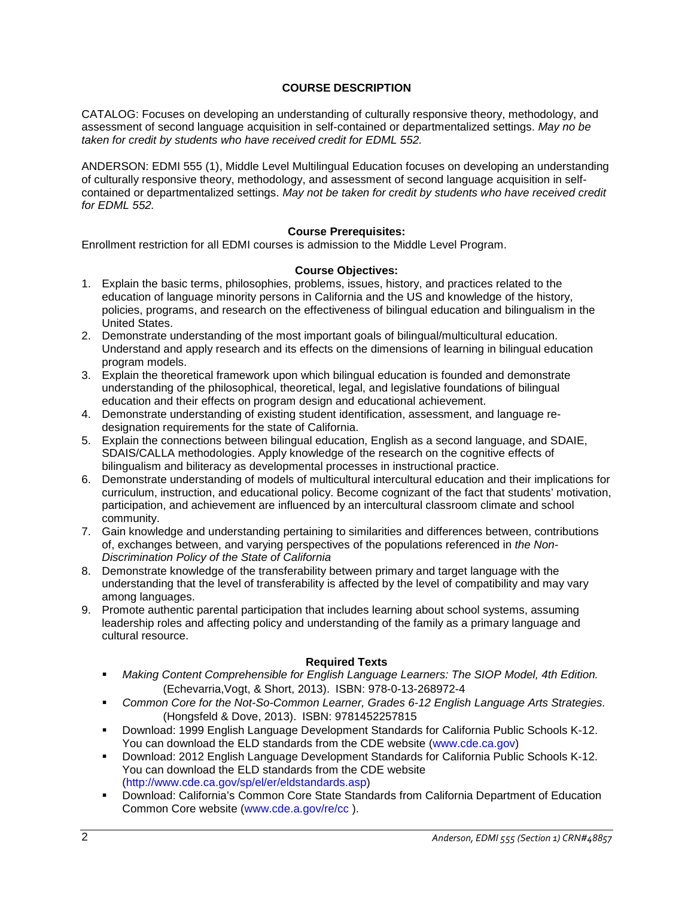## COURSE DESCRIPTION

CATALOG: Focuses on developing an understanding of culturally responsive theory, methodology, and assessment of second language acquisition in self-contained or departmentalized settings. *May no be taken for credit by students who have received credit for EDML 552.*

ANDERSON: EDMI 555 (1), Middle Level Multilingual Education focuses on developing an understanding of culturally responsive theory, methodology, and assessment of second language acquisition in self-contained or departmentalized settings. *May not be taken for credit by students who have received credit for EDML 552.*

### Course Prerequisites:

Enrollment restriction for all EDMI courses is admission to the Middle Level Program.

### Course Objectives:

1. Explain the basic terms, philosophies, problems, issues, history, and practices related to the education of language minority persons in California and the US and knowledge of the history, policies, programs, and research on the effectiveness of bilingual education and bilingualism in the United States.
2. Demonstrate understanding of the most important goals of bilingual/multicultural education. Understand and apply research and its effects on the dimensions of learning in bilingual education program models.
3. Explain the theoretical framework upon which bilingual education is founded and demonstrate understanding of the philosophical, theoretical, legal, and legislative foundations of bilingual education and their effects on program design and educational achievement.
4. Demonstrate understanding of existing student identification, assessment, and language re-designation requirements for the state of California.
5. Explain the connections between bilingual education, English as a second language, and SDAIE, SDAIS/CALLA methodologies. Apply knowledge of the research on the cognitive effects of bilingualism and biliteracy as developmental processes in instructional practice.
6. Demonstrate understanding of models of multicultural intercultural education and their implications for curriculum, instruction, and educational policy. Become cognizant of the fact that students' motivation, participation, and achievement are influenced by an intercultural classroom climate and school community.
7. Gain knowledge and understanding pertaining to similarities and differences between, contributions of, exchanges between, and varying perspectives of the populations referenced in *the Non-Discrimination Policy of the State of California*
8. Demonstrate knowledge of the transferability between primary and target language with the understanding that the level of transferability is affected by the level of compatibility and may vary among languages.
9. Promote authentic parental participation that includes learning about school systems, assuming leadership roles and affecting policy and understanding of the family as a primary language and cultural resource.

### Required Texts

- *Making Content Comprehensible for English Language Learners: The SIOP Model, 4th Edition.* (Echevarria,Vogt, & Short, 2013). ISBN: 978-0-13-268972-4
- *Common Core for the Not-So-Common Learner, Grades 6-12 English Language Arts Strategies.* (Hongsfeld & Dove, 2013). ISBN: 9781452257815
- Download: 1999 English Language Development Standards for California Public Schools K-12. You can download the ELD standards from the CDE website (www.cde.ca.gov)
- Download: 2012 English Language Development Standards for California Public Schools K-12. You can download the ELD standards from the CDE website (http://www.cde.ca.gov/sp/el/er/eldstandards.asp)
- Download: California's Common Core State Standards from California Department of Education Common Core website (www.cde.a.gov/re/cc ).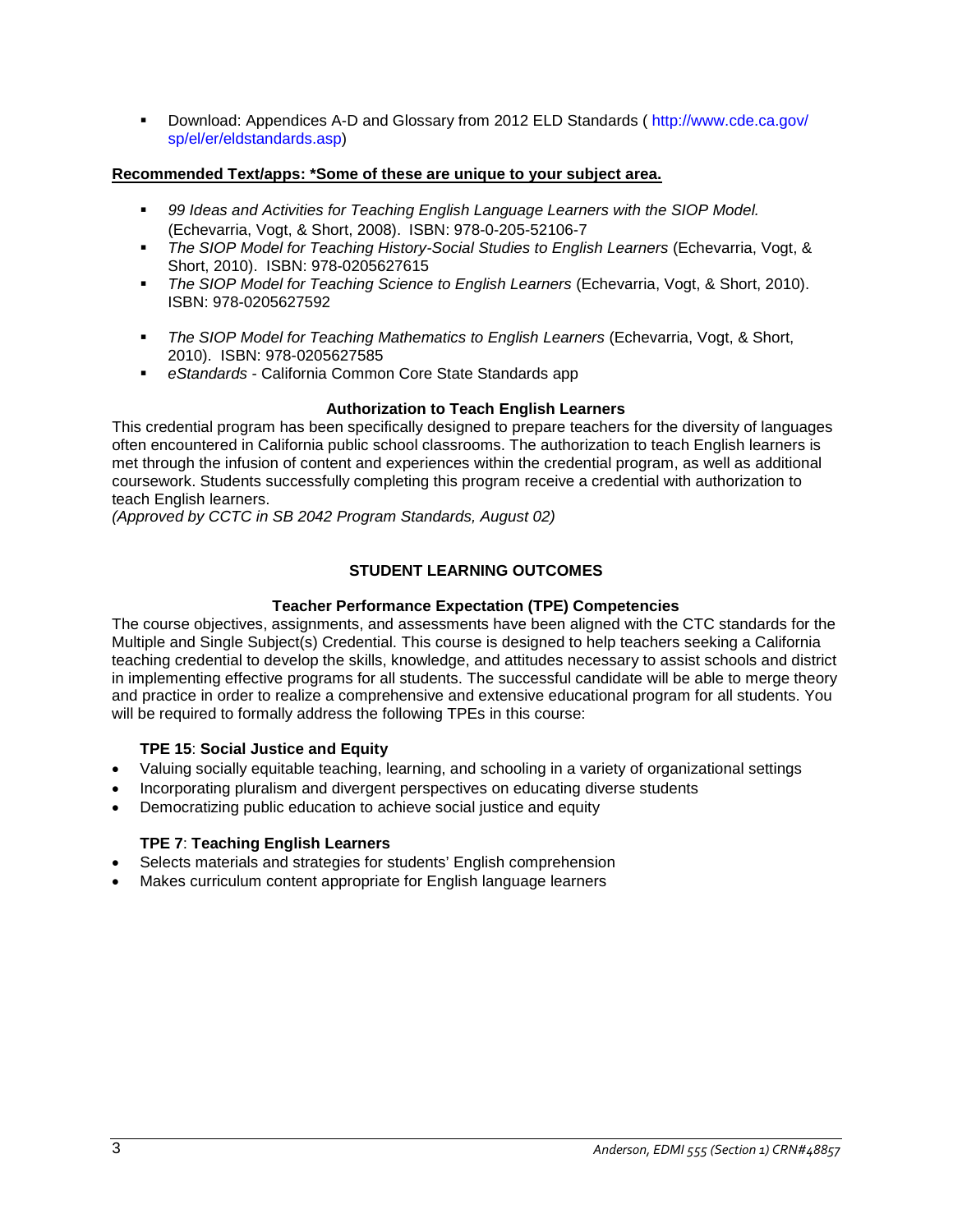- Download: Appendices A-D and Glossary from 2012 ELD Standards ( http://www.cde.ca.gov/sp/el/er/eldstandards.asp)

**Recommended Text/apps: *Some of these are unique to your subject area.**

- *99 Ideas and Activities for Teaching English Language Learners with the SIOP Model.* (Echevarria, Vogt, & Short, 2008). ISBN: 978-0-205-52106-7
- *The SIOP Model for Teaching History-Social Studies to English Learners* (Echevarria, Vogt, & Short, 2010). ISBN: 978-0205627615
- *The SIOP Model for Teaching Science to English Learners* (Echevarria, Vogt, & Short, 2010). ISBN: 978-0205627592
- *The SIOP Model for Teaching Mathematics to English Learners* (Echevarria, Vogt, & Short, 2010). ISBN: 978-0205627585
- *eStandards* - California Common Core State Standards app

### Authorization to Teach English Learners

This credential program has been specifically designed to prepare teachers for the diversity of languages often encountered in California public school classrooms. The authorization to teach English learners is met through the infusion of content and experiences within the credential program, as well as additional coursework. Students successfully completing this program receive a credential with authorization to teach English learners.
*(Approved by CCTC in SB 2042 Program Standards, August 02)*

## STUDENT LEARNING OUTCOMES

### Teacher Performance Expectation (TPE) Competencies

The course objectives, assignments, and assessments have been aligned with the CTC standards for the Multiple and Single Subject(s) Credential. This course is designed to help teachers seeking a California teaching credential to develop the skills, knowledge, and attitudes necessary to assist schools and district in implementing effective programs for all students. The successful candidate will be able to merge theory and practice in order to realize a comprehensive and extensive educational program for all students. You will be required to formally address the following TPEs in this course:

**TPE 15**: **Social Justice and Equity**

- Valuing socially equitable teaching, learning, and schooling in a variety of organizational settings
- Incorporating pluralism and divergent perspectives on educating diverse students
- Democratizing public education to achieve social justice and equity

**TPE 7**: **Teaching English Learners**

- Selects materials and strategies for students' English comprehension
- Makes curriculum content appropriate for English language learners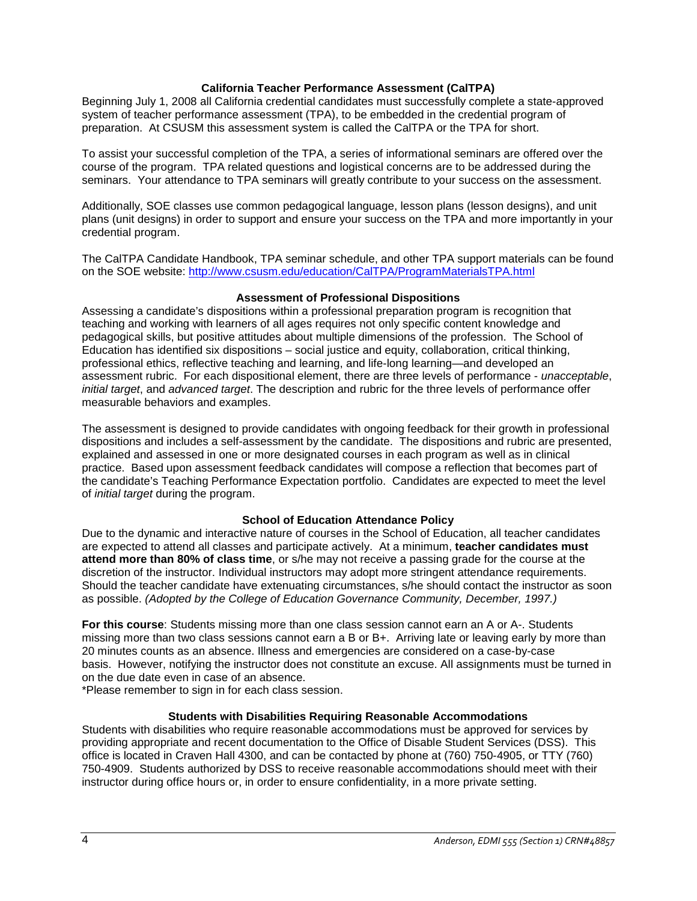### California Teacher Performance Assessment (CalTPA)

Beginning July 1, 2008 all California credential candidates must successfully complete a state-approved system of teacher performance assessment (TPA), to be embedded in the credential program of preparation. At CSUSM this assessment system is called the CalTPA or the TPA for short.

To assist your successful completion of the TPA, a series of informational seminars are offered over the course of the program. TPA related questions and logistical concerns are to be addressed during the seminars. Your attendance to TPA seminars will greatly contribute to your success on the assessment.

Additionally, SOE classes use common pedagogical language, lesson plans (lesson designs), and unit plans (unit designs) in order to support and ensure your success on the TPA and more importantly in your credential program.

The CalTPA Candidate Handbook, TPA seminar schedule, and other TPA support materials can be found on the SOE website: http://www.csusm.edu/education/CalTPA/ProgramMaterialsTPA.html

### Assessment of Professional Dispositions

Assessing a candidate's dispositions within a professional preparation program is recognition that teaching and working with learners of all ages requires not only specific content knowledge and pedagogical skills, but positive attitudes about multiple dimensions of the profession. The School of Education has identified six dispositions – social justice and equity, collaboration, critical thinking, professional ethics, reflective teaching and learning, and life-long learning—and developed an assessment rubric. For each dispositional element, there are three levels of performance - *unacceptable*, *initial target*, and *advanced target*. The description and rubric for the three levels of performance offer measurable behaviors and examples.

The assessment is designed to provide candidates with ongoing feedback for their growth in professional dispositions and includes a self-assessment by the candidate. The dispositions and rubric are presented, explained and assessed in one or more designated courses in each program as well as in clinical practice. Based upon assessment feedback candidates will compose a reflection that becomes part of the candidate's Teaching Performance Expectation portfolio. Candidates are expected to meet the level of *initial target* during the program.

### School of Education Attendance Policy

Due to the dynamic and interactive nature of courses in the School of Education, all teacher candidates are expected to attend all classes and participate actively. At a minimum, **teacher candidates must attend more than 80% of class time**, or s/he may not receive a passing grade for the course at the discretion of the instructor. Individual instructors may adopt more stringent attendance requirements. Should the teacher candidate have extenuating circumstances, s/he should contact the instructor as soon as possible. *(Adopted by the College of Education Governance Community, December, 1997.)*

**For this course**: Students missing more than one class session cannot earn an A or A-. Students missing more than two class sessions cannot earn a B or B+. Arriving late or leaving early by more than 20 minutes counts as an absence. Illness and emergencies are considered on a case-by-case basis. However, notifying the instructor does not constitute an excuse. All assignments must be turned in on the due date even in case of an absence.

*Please remember to sign in for each class session.

### Students with Disabilities Requiring Reasonable Accommodations

Students with disabilities who require reasonable accommodations must be approved for services by providing appropriate and recent documentation to the Office of Disable Student Services (DSS). This office is located in Craven Hall 4300, and can be contacted by phone at (760) 750-4905, or TTY (760) 750-4909. Students authorized by DSS to receive reasonable accommodations should meet with their instructor during office hours or, in order to ensure confidentiality, in a more private setting.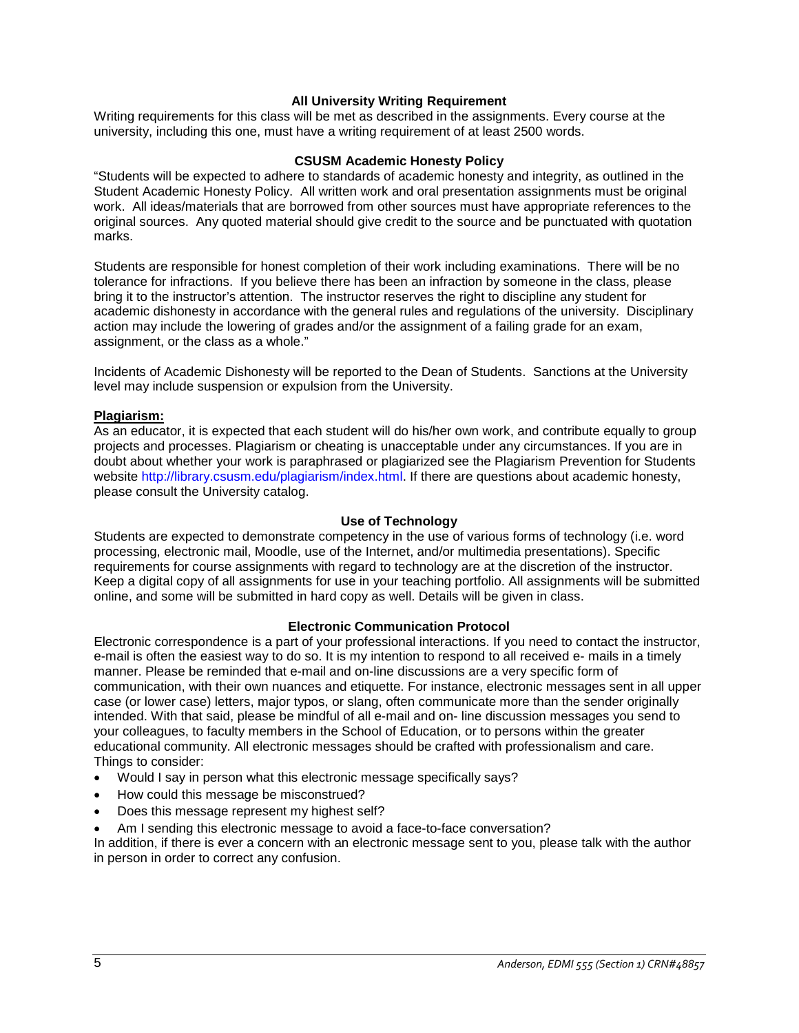### All University Writing Requirement

Writing requirements for this class will be met as described in the assignments. Every course at the university, including this one, must have a writing requirement of at least 2500 words.

### CSUSM Academic Honesty Policy

"Students will be expected to adhere to standards of academic honesty and integrity, as outlined in the Student Academic Honesty Policy. All written work and oral presentation assignments must be original work. All ideas/materials that are borrowed from other sources must have appropriate references to the original sources. Any quoted material should give credit to the source and be punctuated with quotation marks.

Students are responsible for honest completion of their work including examinations. There will be no tolerance for infractions. If you believe there has been an infraction by someone in the class, please bring it to the instructor's attention. The instructor reserves the right to discipline any student for academic dishonesty in accordance with the general rules and regulations of the university. Disciplinary action may include the lowering of grades and/or the assignment of a failing grade for an exam, assignment, or the class as a whole."

Incidents of Academic Dishonesty will be reported to the Dean of Students. Sanctions at the University level may include suspension or expulsion from the University.

**Plagiarism:**

As an educator, it is expected that each student will do his/her own work, and contribute equally to group projects and processes. Plagiarism or cheating is unacceptable under any circumstances. If you are in doubt about whether your work is paraphrased or plagiarized see the Plagiarism Prevention for Students website http://library.csusm.edu/plagiarism/index.html. If there are questions about academic honesty, please consult the University catalog.

### Use of Technology

Students are expected to demonstrate competency in the use of various forms of technology (i.e. word processing, electronic mail, Moodle, use of the Internet, and/or multimedia presentations). Specific requirements for course assignments with regard to technology are at the discretion of the instructor. Keep a digital copy of all assignments for use in your teaching portfolio. All assignments will be submitted online, and some will be submitted in hard copy as well. Details will be given in class.

### Electronic Communication Protocol

Electronic correspondence is a part of your professional interactions. If you need to contact the instructor, e-mail is often the easiest way to do so. It is my intention to respond to all received e- mails in a timely manner. Please be reminded that e-mail and on-line discussions are a very specific form of communication, with their own nuances and etiquette. For instance, electronic messages sent in all upper case (or lower case) letters, major typos, or slang, often communicate more than the sender originally intended. With that said, please be mindful of all e-mail and on- line discussion messages you send to your colleagues, to faculty members in the School of Education, or to persons within the greater educational community. All electronic messages should be crafted with professionalism and care. Things to consider:

- Would I say in person what this electronic message specifically says?
- How could this message be misconstrued?
- Does this message represent my highest self?
- Am I sending this electronic message to avoid a face-to-face conversation?

In addition, if there is ever a concern with an electronic message sent to you, please talk with the author in person in order to correct any confusion.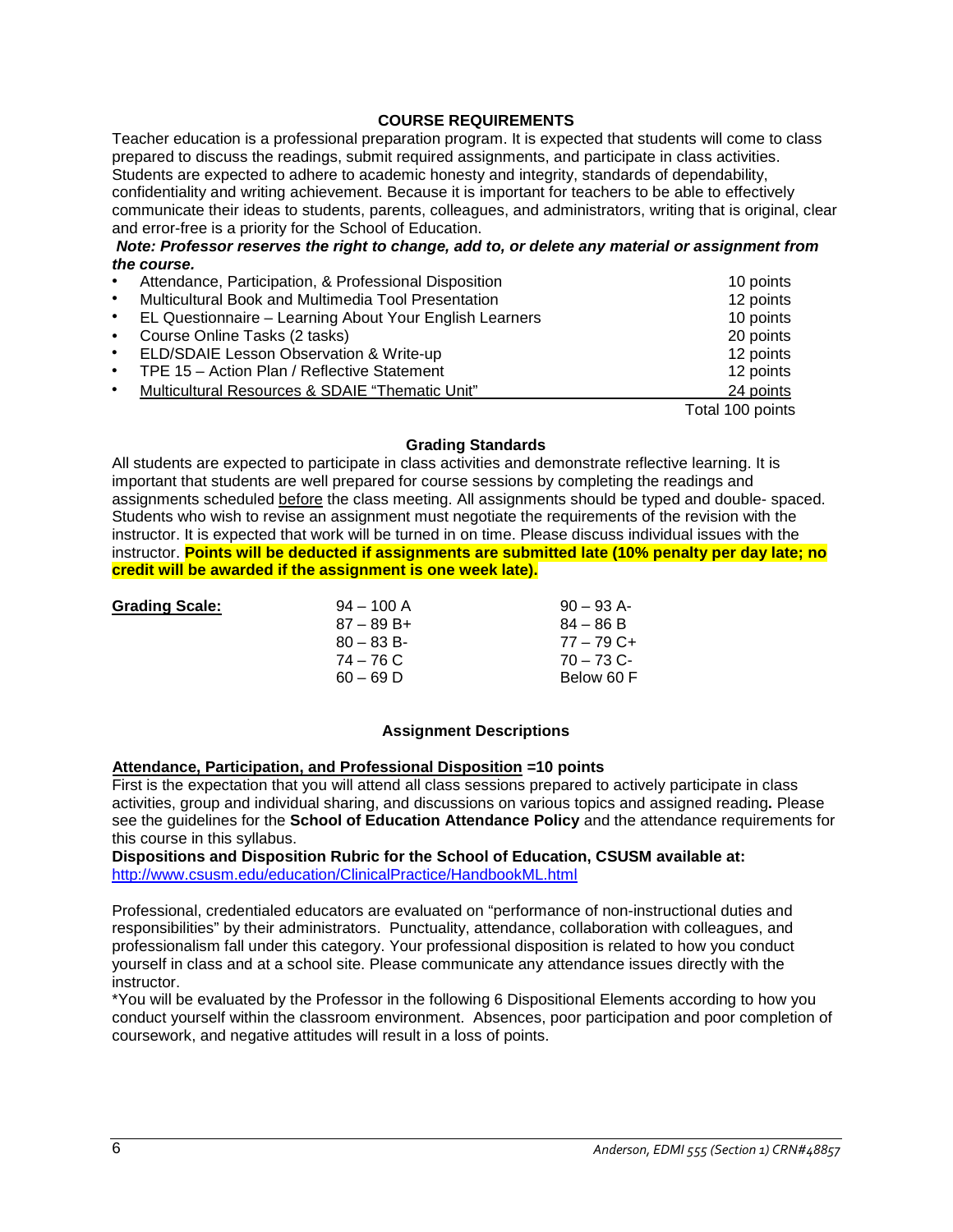## COURSE REQUIREMENTS

Teacher education is a professional preparation program. It is expected that students will come to class prepared to discuss the readings, submit required assignments, and participate in class activities. Students are expected to adhere to academic honesty and integrity, standards of dependability, confidentiality and writing achievement. Because it is important for teachers to be able to effectively communicate their ideas to students, parents, colleagues, and administrators, writing that is original, clear and error-free is a priority for the School of Education.

***Note: Professor reserves the right to change, add to, or delete any material or assignment from the course.***

| Assignment | Points |
| --- | --- |
| Attendance, Participation, & Professional Disposition | 10 points |
| Multicultural Book and Multimedia Tool Presentation | 12 points |
| EL Questionnaire – Learning About Your English Learners | 10 points |
| Course Online Tasks (2 tasks) | 20 points |
| ELD/SDAIE Lesson Observation & Write-up | 12 points |
| TPE 15 – Action Plan / Reflective Statement | 12 points |
| Multicultural Resources & SDAIE "Thematic Unit" | 24 points |
| | Total 100 points |

### Grading Standards

All students are expected to participate in class activities and demonstrate reflective learning. It is important that students are well prepared for course sessions by completing the readings and assignments scheduled before the class meeting. All assignments should be typed and double- spaced. Students who wish to revise an assignment must negotiate the requirements of the revision with the instructor. It is expected that work will be turned in on time. Please discuss individual issues with the instructor. **Points will be deducted if assignments are submitted late (10% penalty per day late; no credit will be awarded if the assignment is one week late).**

**Grading Scale:**

| | |
| --- | --- |
| 94 – 100 A | 90 – 93 A- |
| 87 – 89 B+ | 84 – 86 B |
| 80 – 83 B- | 77 – 79 C+ |
| 74 – 76 C | 70 – 73 C- |
| 60 – 69 D | Below 60 F |

### Assignment Descriptions

**Attendance, Participation, and Professional Disposition =10 points**

First is the expectation that you will attend all class sessions prepared to actively participate in class activities, group and individual sharing, and discussions on various topics and assigned reading**.** Please see the guidelines for the **School of Education Attendance Policy** and the attendance requirements for this course in this syllabus.

**Dispositions and Disposition Rubric for the School of Education, CSUSM available at:**
http://www.csusm.edu/education/ClinicalPractice/HandbookML.html

Professional, credentialed educators are evaluated on "performance of non-instructional duties and responsibilities" by their administrators. Punctuality, attendance, collaboration with colleagues, and professionalism fall under this category. Your professional disposition is related to how you conduct yourself in class and at a school site. Please communicate any attendance issues directly with the instructor.

*You will be evaluated by the Professor in the following 6 Dispositional Elements according to how you conduct yourself within the classroom environment. Absences, poor participation and poor completion of coursework, and negative attitudes will result in a loss of points.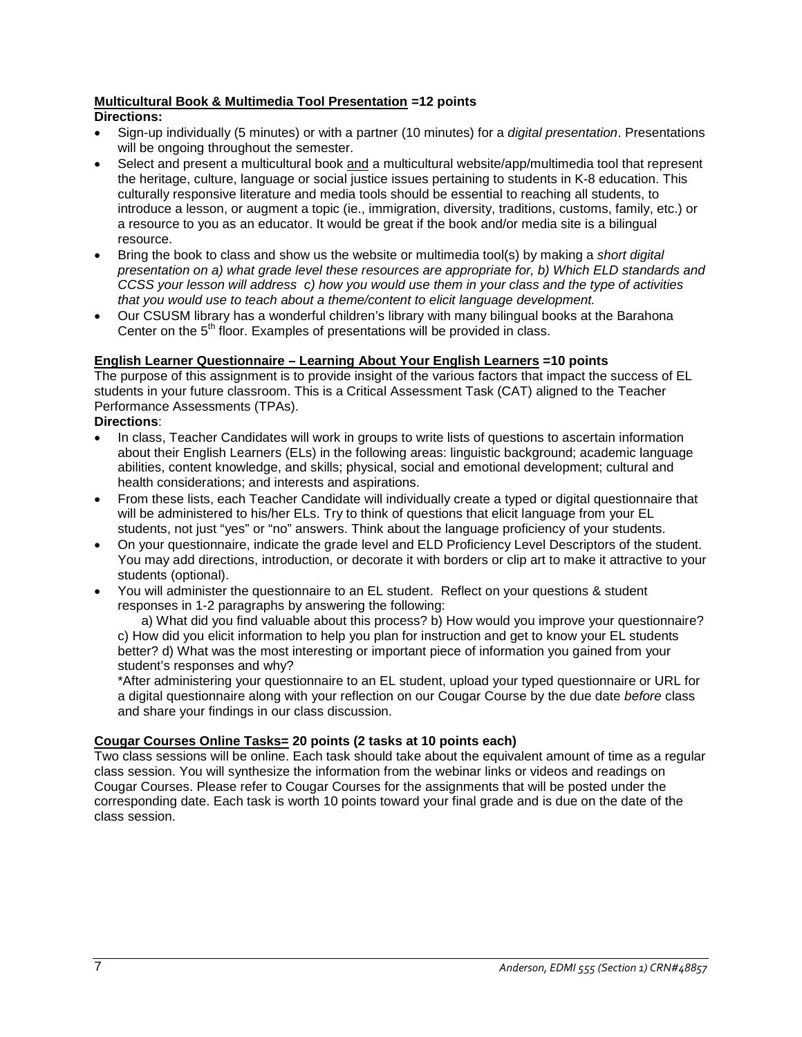**<u>Multicultural Book & Multimedia Tool Presentation</u> =12 points**

**Directions:**

- Sign-up individually (5 minutes) or with a partner (10 minutes) for a *digital presentation*. Presentations will be ongoing throughout the semester.
- Select and present a multicultural book <u>and</u> a multicultural website/app/multimedia tool that represent the heritage, culture, language or social justice issues pertaining to students in K-8 education. This culturally responsive literature and media tools should be essential to reaching all students, to introduce a lesson, or augment a topic (ie., immigration, diversity, traditions, customs, family, etc.) or a resource to you as an educator. It would be great if the book and/or media site is a bilingual resource.
- Bring the book to class and show us the website or multimedia tool(s) by making a *short digital presentation on a) what grade level these resources are appropriate for, b) Which ELD standards and CCSS your lesson will address c) how you would use them in your class and the type of activities that you would use to teach about a theme/content to elicit language development.*
- Our CSUSM library has a wonderful children's library with many bilingual books at the Barahona Center on the 5th floor. Examples of presentations will be provided in class.

**<u>English Learner Questionnaire – Learning About Your English Learners</u> =10 points**

The purpose of this assignment is to provide insight of the various factors that impact the success of EL students in your future classroom. This is a Critical Assessment Task (CAT) aligned to the Teacher Performance Assessments (TPAs).

**Directions**:

- In class, Teacher Candidates will work in groups to write lists of questions to ascertain information about their English Learners (ELs) in the following areas: linguistic background; academic language abilities, content knowledge, and skills; physical, social and emotional development; cultural and health considerations; and interests and aspirations.
- From these lists, each Teacher Candidate will individually create a typed or digital questionnaire that will be administered to his/her ELs. Try to think of questions that elicit language from your EL students, not just "yes" or "no" answers. Think about the language proficiency of your students.
- On your questionnaire, indicate the grade level and ELD Proficiency Level Descriptors of the student. You may add directions, introduction, or decorate it with borders or clip art to make it attractive to your students (optional).
- You will administer the questionnaire to an EL student. Reflect on your questions & student responses in 1-2 paragraphs by answering the following:

  a) What did you find valuable about this process? b) How would you improve your questionnaire? c) How did you elicit information to help you plan for instruction and get to know your EL students better? d) What was the most interesting or important piece of information you gained from your student's responses and why?

  *After administering your questionnaire to an EL student, upload your typed questionnaire or URL for a digital questionnaire along with your reflection on our Cougar Course by the due date *before* class and share your findings in our class discussion.

**<u>Cougar Courses Online Tasks=</u> 20 points (2 tasks at 10 points each)**

Two class sessions will be online. Each task should take about the equivalent amount of time as a regular class session. You will synthesize the information from the webinar links or videos and readings on Cougar Courses. Please refer to Cougar Courses for the assignments that will be posted under the corresponding date. Each task is worth 10 points toward your final grade and is due on the date of the class session.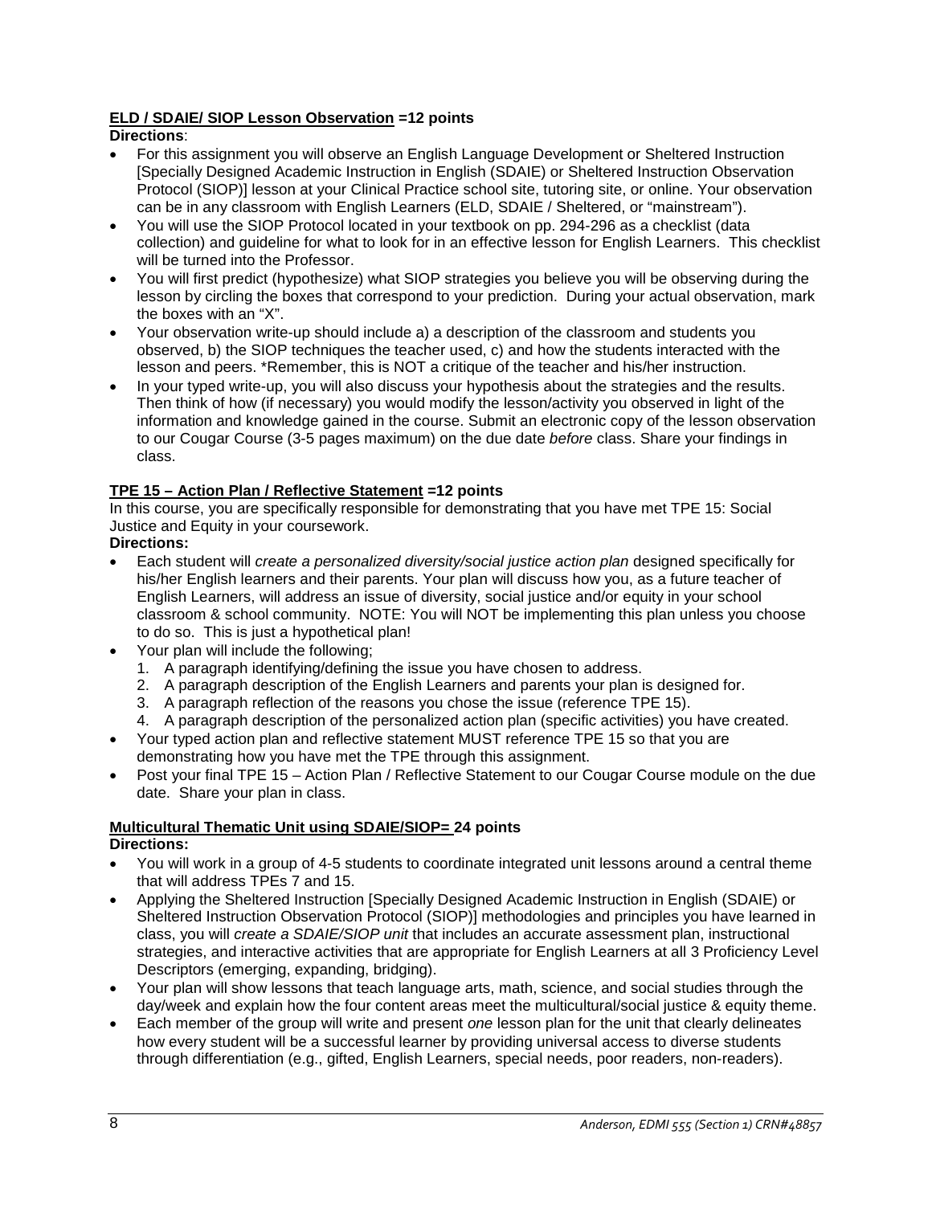**ELD / SDAIE/ SIOP Lesson Observation =12 points**

**Directions**:

- For this assignment you will observe an English Language Development or Sheltered Instruction [Specially Designed Academic Instruction in English (SDAIE) or Sheltered Instruction Observation Protocol (SIOP)] lesson at your Clinical Practice school site, tutoring site, or online. Your observation can be in any classroom with English Learners (ELD, SDAIE / Sheltered, or "mainstream").
- You will use the SIOP Protocol located in your textbook on pp. 294-296 as a checklist (data collection) and guideline for what to look for in an effective lesson for English Learners. This checklist will be turned into the Professor.
- You will first predict (hypothesize) what SIOP strategies you believe you will be observing during the lesson by circling the boxes that correspond to your prediction. During your actual observation, mark the boxes with an "X".
- Your observation write-up should include a) a description of the classroom and students you observed, b) the SIOP techniques the teacher used, c) and how the students interacted with the lesson and peers. *Remember, this is NOT a critique of the teacher and his/her instruction.
- In your typed write-up, you will also discuss your hypothesis about the strategies and the results. Then think of how (if necessary) you would modify the lesson/activity you observed in light of the information and knowledge gained in the course. Submit an electronic copy of the lesson observation to our Cougar Course (3-5 pages maximum) on the due date *before* class. Share your findings in class.

**TPE 15 – Action Plan / Reflective Statement =12 points**

In this course, you are specifically responsible for demonstrating that you have met TPE 15: Social Justice and Equity in your coursework.

**Directions:**

- Each student will *create a personalized diversity/social justice action plan* designed specifically for his/her English learners and their parents. Your plan will discuss how you, as a future teacher of English Learners, will address an issue of diversity, social justice and/or equity in your school classroom & school community. NOTE: You will NOT be implementing this plan unless you choose to do so. This is just a hypothetical plan!
- Your plan will include the following;
  1. A paragraph identifying/defining the issue you have chosen to address.
  2. A paragraph description of the English Learners and parents your plan is designed for.
  3. A paragraph reflection of the reasons you chose the issue (reference TPE 15).
  4. A paragraph description of the personalized action plan (specific activities) you have created.
- Your typed action plan and reflective statement MUST reference TPE 15 so that you are demonstrating how you have met the TPE through this assignment.
- Post your final TPE 15 – Action Plan / Reflective Statement to our Cougar Course module on the due date. Share your plan in class.

**Multicultural Thematic Unit using SDAIE/SIOP= 24 points**

**Directions:**

- You will work in a group of 4-5 students to coordinate integrated unit lessons around a central theme that will address TPEs 7 and 15.
- Applying the Sheltered Instruction [Specially Designed Academic Instruction in English (SDAIE) or Sheltered Instruction Observation Protocol (SIOP)] methodologies and principles you have learned in class, you will *create a SDAIE/SIOP unit* that includes an accurate assessment plan, instructional strategies, and interactive activities that are appropriate for English Learners at all 3 Proficiency Level Descriptors (emerging, expanding, bridging).
- Your plan will show lessons that teach language arts, math, science, and social studies through the day/week and explain how the four content areas meet the multicultural/social justice & equity theme.
- Each member of the group will write and present *one* lesson plan for the unit that clearly delineates how every student will be a successful learner by providing universal access to diverse students through differentiation (e.g., gifted, English Learners, special needs, poor readers, non-readers).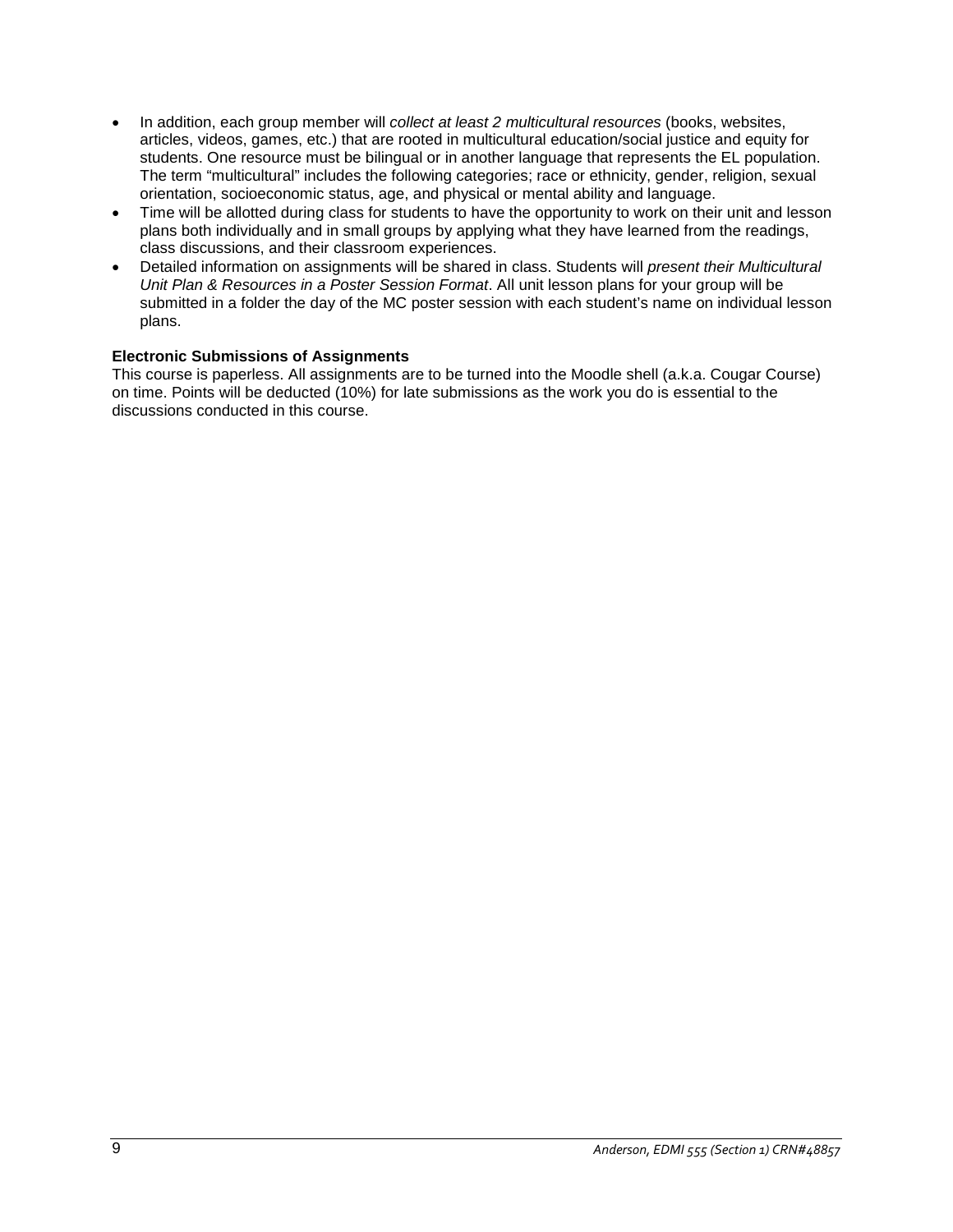- In addition, each group member will *collect at least 2 multicultural resources* (books, websites, articles, videos, games, etc.) that are rooted in multicultural education/social justice and equity for students. One resource must be bilingual or in another language that represents the EL population. The term "multicultural" includes the following categories; race or ethnicity, gender, religion, sexual orientation, socioeconomic status, age, and physical or mental ability and language.
- Time will be allotted during class for students to have the opportunity to work on their unit and lesson plans both individually and in small groups by applying what they have learned from the readings, class discussions, and their classroom experiences.
- Detailed information on assignments will be shared in class. Students will *present their Multicultural Unit Plan & Resources in a Poster Session Format*. All unit lesson plans for your group will be submitted in a folder the day of the MC poster session with each student's name on individual lesson plans.

**Electronic Submissions of Assignments**

This course is paperless. All assignments are to be turned into the Moodle shell (a.k.a. Cougar Course) on time. Points will be deducted (10%) for late submissions as the work you do is essential to the discussions conducted in this course.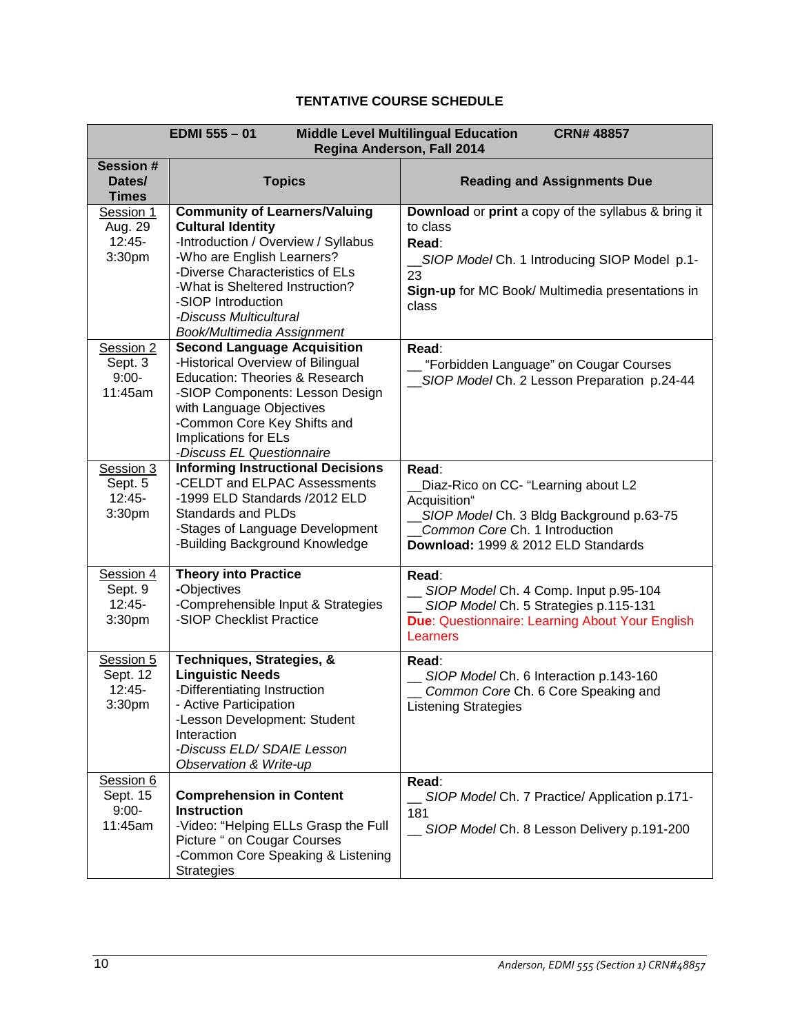## TENTATIVE COURSE SCHEDULE

| **EDMI 555 – 01 Middle Level Multilingual Education CRN# 48857 Regina Anderson, Fall 2014** | | |
|---|---|---|
| **Session # Dates/ Times** | **Topics** | **Reading and Assignments Due** |
| Session 1<br>Aug. 29<br>12:45-3:30pm | **Community of Learners/Valuing Cultural Identity**<br>-Introduction / Overview / Syllabus<br>-Who are English Learners?<br>-Diverse Characteristics of ELs<br>-What is Sheltered Instruction?<br>-SIOP Introduction<br>*-Discuss Multicultural Book/Multimedia Assignment* | **Download** or **print** a copy of the syllabus & bring it to class<br>**Read**:<br>__*SIOP Model* Ch. 1 Introducing SIOP Model p.1-23<br>**Sign-up** for MC Book/ Multimedia presentations in class |
| Session 2<br>Sept. 3<br>9:00-11:45am | **Second Language Acquisition**<br>-Historical Overview of Bilingual Education: Theories & Research<br>-SIOP Components: Lesson Design with Language Objectives<br>-Common Core Key Shifts and Implications for ELs<br>*-Discuss EL Questionnaire* | **Read**:<br>__ "Forbidden Language" on Cougar Courses<br>__*SIOP Model* Ch. 2 Lesson Preparation p.24-44 |
| Session 3<br>Sept. 5<br>12:45-3:30pm | **Informing Instructional Decisions**<br>-CELDT and ELPAC Assessments<br>-1999 ELD Standards /2012 ELD Standards and PLDs<br>-Stages of Language Development<br>-Building Background Knowledge | **Read**:<br>__Diaz-Rico on CC- "Learning about L2 Acquisition"<br>__*SIOP Model* Ch. 3 Bldg Background p.63-75<br>__*Common Core* Ch. 1 Introduction<br>**Download:** 1999 & 2012 ELD Standards |
| Session 4<br>Sept. 9<br>12:45-3:30pm | **Theory into Practice**<br>-Objectives<br>-Comprehensible Input & Strategies<br>-SIOP Checklist Practice | **Read**:<br>__ *SIOP Model* Ch. 4 Comp. Input p.95-104<br>__ *SIOP Model* Ch. 5 Strategies p.115-131<br>**Due**: Questionnaire: Learning About Your English Learners |
| Session 5<br>Sept. 12<br>12:45-3:30pm | **Techniques, Strategies, & Linguistic Needs**<br>-Differentiating Instruction<br>- Active Participation<br>-Lesson Development: Student Interaction<br>*-Discuss ELD/ SDAIE Lesson Observation & Write-up* | **Read**:<br>__ *SIOP Model* Ch. 6 Interaction p.143-160<br>__ *Common Core* Ch. 6 Core Speaking and Listening Strategies |
| Session 6<br>Sept. 15<br>9:00-11:45am | **Comprehension in Content Instruction**<br>-Video: "Helping ELLs Grasp the Full Picture " on Cougar Courses<br>-Common Core Speaking & Listening Strategies | **Read**:<br>__ *SIOP Model* Ch. 7 Practice/ Application p.171-181<br>__ *SIOP Model* Ch. 8 Lesson Delivery p.191-200 |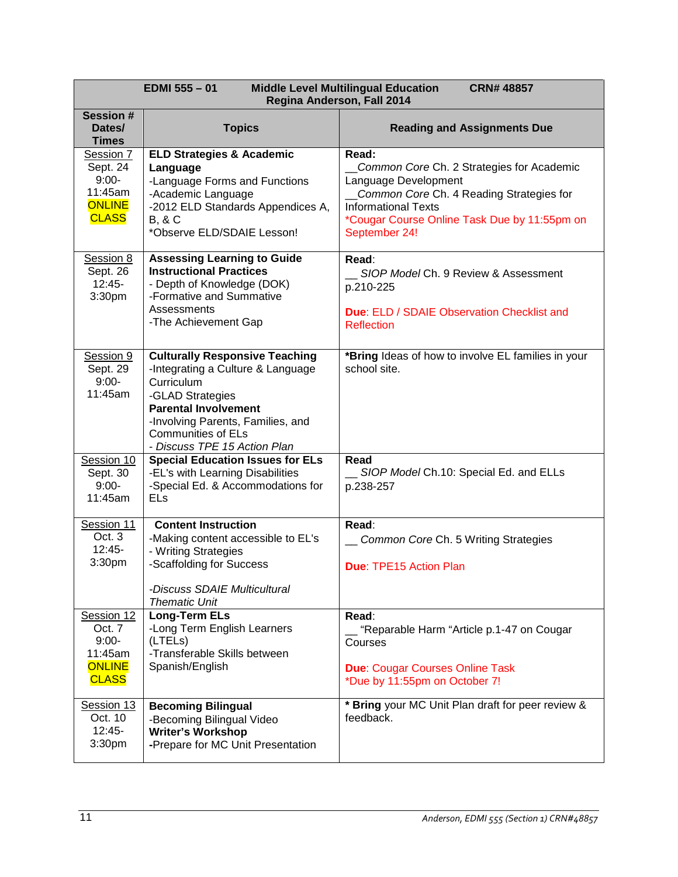| EDMI 555 – 01 Middle Level Multilingual Education CRN# 48857 Regina Anderson, Fall 2014 | | |
|---|---|---|
| **Session # Dates/ Times** | **Topics** | **Reading and Assignments Due** |
| Session 7<br>Sept. 24<br>9:00-11:45am<br>ONLINE CLASS | **ELD Strategies & Academic Language**<br>-Language Forms and Functions<br>-Academic Language<br>-2012 ELD Standards Appendices A, B, & C<br>*Observe ELD/SDAIE Lesson! | **Read:**<br>__*Common Core* Ch. 2 Strategies for Academic Language Development<br>__*Common Core* Ch. 4 Reading Strategies for Informational Texts<br>*Cougar Course Online Task Due by 11:55pm on September 24! |
| Session 8<br>Sept. 26<br>12:45-3:30pm | **Assessing Learning to Guide Instructional Practices**<br>- Depth of Knowledge (DOK)<br>-Formative and Summative Assessments<br>-The Achievement Gap | **Read**:<br>__ *SIOP Model* Ch. 9 Review & Assessment p.210-225<br><br>**Due**: ELD / SDAIE Observation Checklist and Reflection |
| Session 9<br>Sept. 29<br>9:00-11:45am | **Culturally Responsive Teaching**<br>-Integrating a Culture & Language Curriculum<br>-GLAD Strategies<br>**Parental Involvement**<br>-Involving Parents, Families, and Communities of ELs<br>- *Discuss TPE 15 Action Plan* | ***Bring** Ideas of how to involve EL families in your school site. |
| Session 10<br>Sept. 30<br>9:00-11:45am | **Special Education Issues for ELs**<br>-EL's with Learning Disabilities<br>-Special Ed. & Accommodations for ELs | **Read**<br>__ *SIOP Model* Ch.10: Special Ed. and ELLs p.238-257 |
| Session 11<br>Oct. 3<br>12:45-3:30pm | **Content Instruction**<br>-Making content accessible to EL's<br>- Writing Strategies<br>-Scaffolding for Success<br><br>*-Discuss SDAIE Multicultural Thematic Unit* | **Read**:<br>__ *Common Core* Ch. 5 Writing Strategies<br><br>**Due**: TPE15 Action Plan |
| Session 12<br>Oct. 7<br>9:00-11:45am<br>ONLINE CLASS | **Long-Term ELs**<br>-Long Term English Learners (LTELs)<br>-Transferable Skills between Spanish/English | **Read**:<br>__ "Reparable Harm "Article p.1-47 on Cougar Courses<br><br>**Due**: Cougar Courses Online Task<br>*Due by 11:55pm on October 7! |
| Session 13<br>Oct. 10<br>12:45-3:30pm | **Becoming Bilingual**<br>-Becoming Bilingual Video<br>**Writer's Workshop**<br>-Prepare for MC Unit Presentation | *** Bring** your MC Unit Plan draft for peer review & feedback. |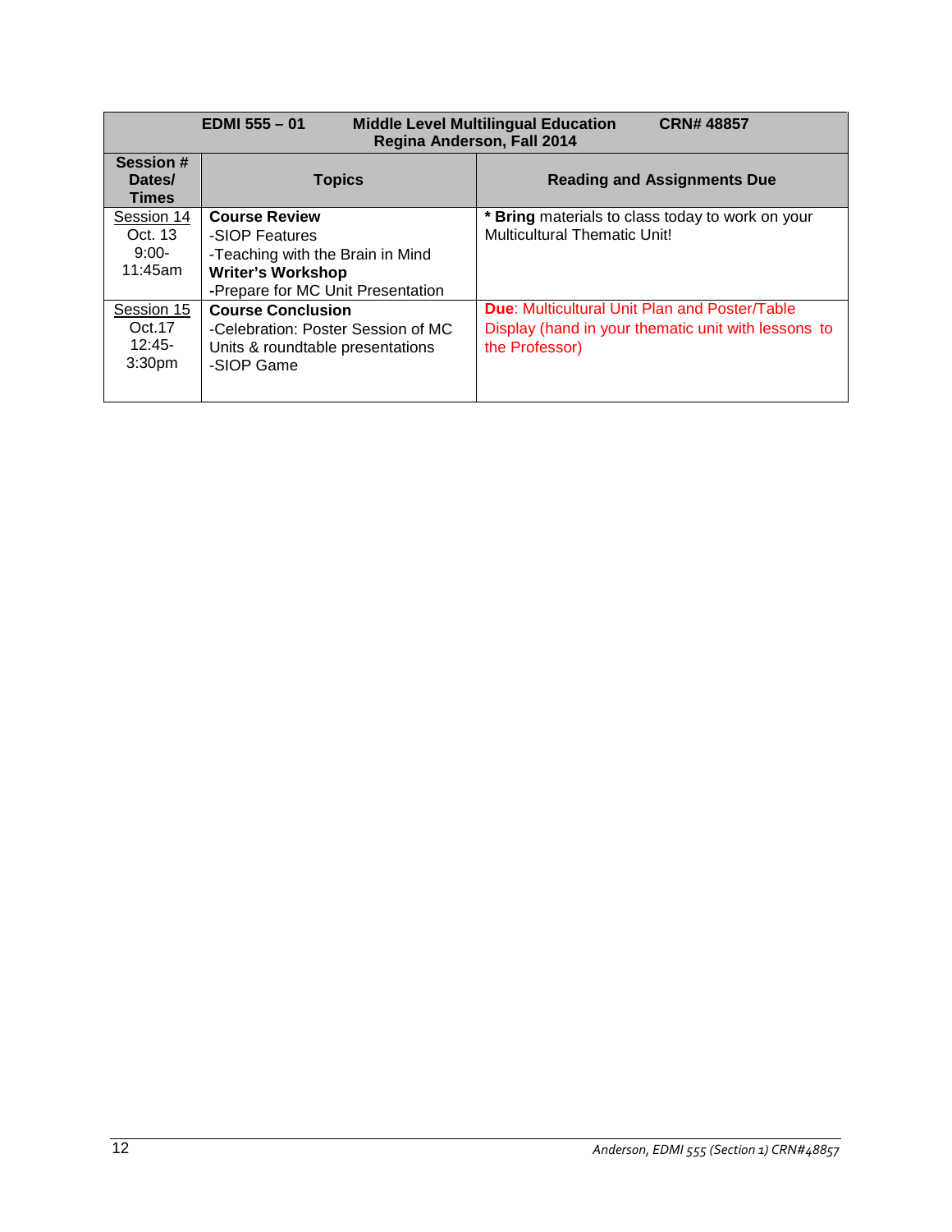| **EDMI 555 – 01 Middle Level Multilingual Education CRN# 48857 Regina Anderson, Fall 2014** | | |
|---|---|---|
| **Session # Dates/ Times** | **Topics** | **Reading and Assignments Due** |
| Session 14 Oct. 13 9:00-11:45am | **Course Review** -SIOP Features -Teaching with the Brain in Mind **Writer's Workshop** -Prepare for MC Unit Presentation | * **Bring** materials to class today to work on your Multicultural Thematic Unit! |
| Session 15 Oct.17 12:45-3:30pm | **Course Conclusion** -Celebration: Poster Session of MC Units & roundtable presentations -SIOP Game | **Due**: Multicultural Unit Plan and Poster/Table Display (hand in your thematic unit with lessons to the Professor) |